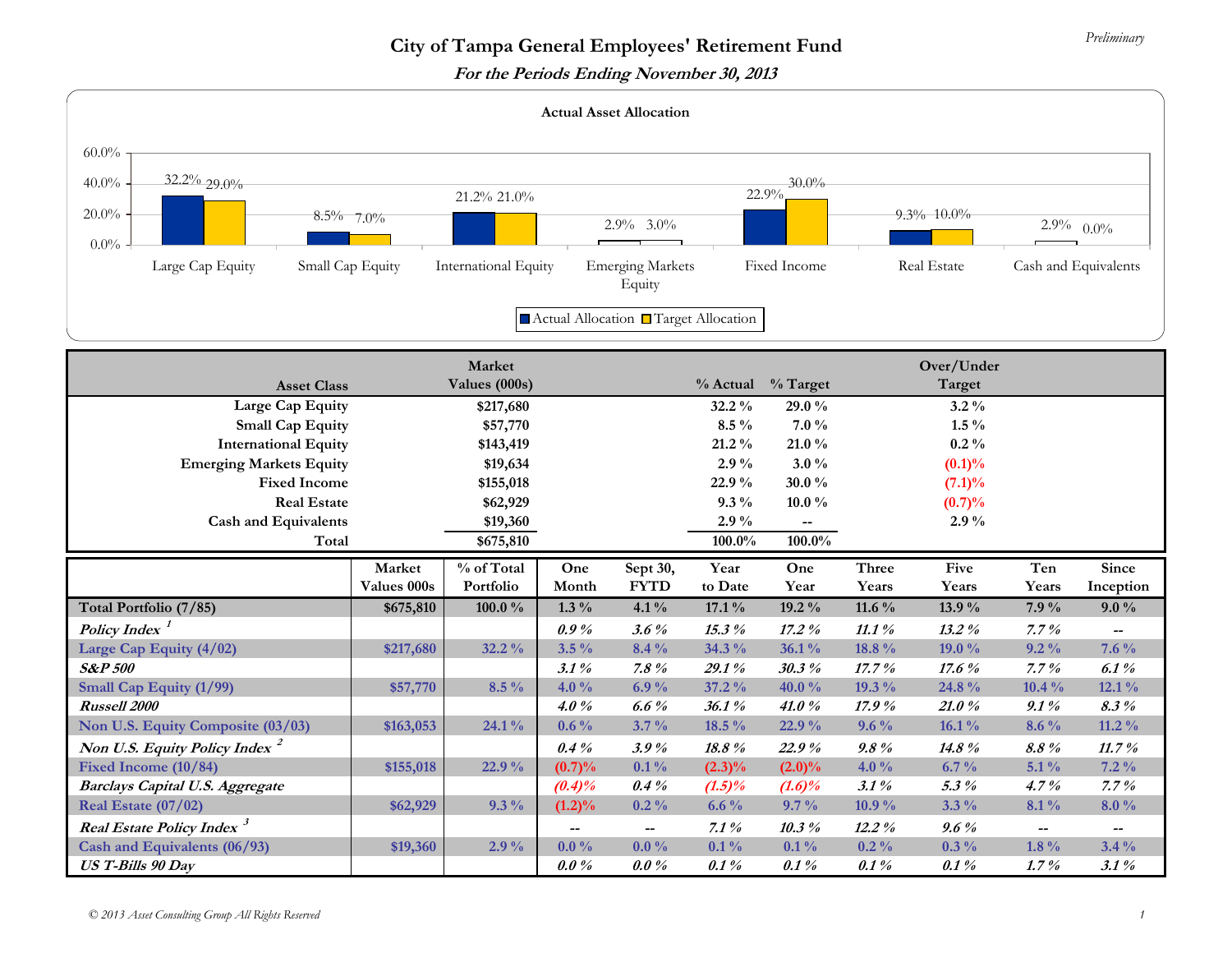*Preliminary*

# City of Tampa General Employees' Retirement Fund

## *For the Periods Ending November 30, 2013*

**Actual Asset Allocation**

| Asset Class | Actual Allocation | Target Allocation |
|---|---|---|
| Large Cap Equity | 32.2% | 29.0% |
| Small Cap Equity | 8.5% | 7.0% |
| International Equity | 21.2% | 21.0% |
| Emerging Markets Equity | 2.9% | 3.0% |
| Fixed Income | 22.9% | 30.0% |
| Real Estate | 9.3% | 10.0% |
| Cash and Equivalents | 2.9% | 0.0% |

| Asset Class | Market Values (000s) | % Actual | % Target | Over/Under Target |
|---|---|---|---|---|
| Large Cap Equity | $217,680 | 32.2 % | 29.0 % | 3.2 % |
| Small Cap Equity | $57,770 | 8.5 % | 7.0 % | 1.5 % |
| International Equity | $143,419 | 21.2 % | 21.0 % | 0.2 % |
| Emerging Markets Equity | $19,634 | 2.9 % | 3.0 % | (0.1)% |
| Fixed Income | $155,018 | 22.9 % | 30.0 % | (7.1)% |
| Real Estate | $62,929 | 9.3 % | 10.0 % | (0.7)% |
| Cash and Equivalents | $19,360 | 2.9 % | -- | 2.9 % |
| Total | $675,810 | 100.0% | 100.0% | |

| | Market Values 000s | % of Total Portfolio | One Month | Sept 30, FYTD | Year to Date | One Year | Three Years | Five Years | Ten Years | Since Inception |
|---|---|---|---|---|---|---|---|---|---|---|
| **Total Portfolio (7/85)** | $675,810 | 100.0 % | 1.3 % | 4.1 % | 17.1 % | 19.2 % | 11.6 % | 13.9 % | 7.9 % | 9.0 % |
| ***Policy Index*** [1] | | | *0.9 %* | *3.6 %* | *15.3 %* | *17.2 %* | *11.1 %* | *13.2 %* | *7.7 %* | -- |
| **Large Cap Equity (4/02)** | $217,680 | 32.2 % | 3.5 % | 8.4 % | 34.3 % | 36.1 % | 18.8 % | 19.0 % | 9.2 % | 7.6 % |
| ***S&P 500*** | | | *3.1 %* | *7.8 %* | *29.1 %* | *30.3 %* | *17.7 %* | *17.6 %* | *7.7 %* | *6.1 %* |
| **Small Cap Equity (1/99)** | $57,770 | 8.5 % | 4.0 % | 6.9 % | 37.2 % | 40.0 % | 19.3 % | 24.8 % | 10.4 % | 12.1 % |
| ***Russell 2000*** | | | *4.0 %* | *6.6 %* | *36.1 %* | *41.0 %* | *17.9 %* | *21.0 %* | *9.1 %* | *8.3 %* |
| **Non U.S. Equity Composite (03/03)** | $163,053 | 24.1 % | 0.6 % | 3.7 % | 18.5 % | 22.9 % | 9.6 % | 16.1 % | 8.6 % | 11.2 % |
| ***Non U.S. Equity Policy Index*** [2] | | | *0.4 %* | *3.9 %* | *18.8 %* | *22.9 %* | *9.8 %* | *14.8 %* | *8.8 %* | *11.7 %* |
| **Fixed Income (10/84)** | $155,018 | 22.9 % | (0.7)% | 0.1 % | (2.3)% | (2.0)% | 4.0 % | 6.7 % | 5.1 % | 7.2 % |
| ***Barclays Capital U.S. Aggregate*** | | | *(0.4)%* | *0.4 %* | *(1.5)%* | *(1.6)%* | *3.1 %* | *5.3 %* | *4.7 %* | *7.7 %* |
| **Real Estate (07/02)** | $62,929 | 9.3 % | (1.2)% | 0.2 % | 6.6 % | 9.7 % | 10.9 % | 3.3 % | 8.1 % | 8.0 % |
| ***Real Estate Policy Index*** [3] | | | -- | -- | *7.1 %* | *10.3 %* | *12.2 %* | *9.6 %* | -- | -- |
| **Cash and Equivalents (06/93)** | $19,360 | 2.9 % | 0.0 % | 0.0 % | 0.1 % | 0.1 % | 0.2 % | 0.3 % | 1.8 % | 3.4 % |
| ***US T-Bills 90 Day*** | | | *0.0 %* | *0.0 %* | *0.1 %* | *0.1 %* | *0.1 %* | *0.1 %* | *1.7 %* | *3.1 %* |

*© 2013 Asset Consulting Group All Rights Reserved*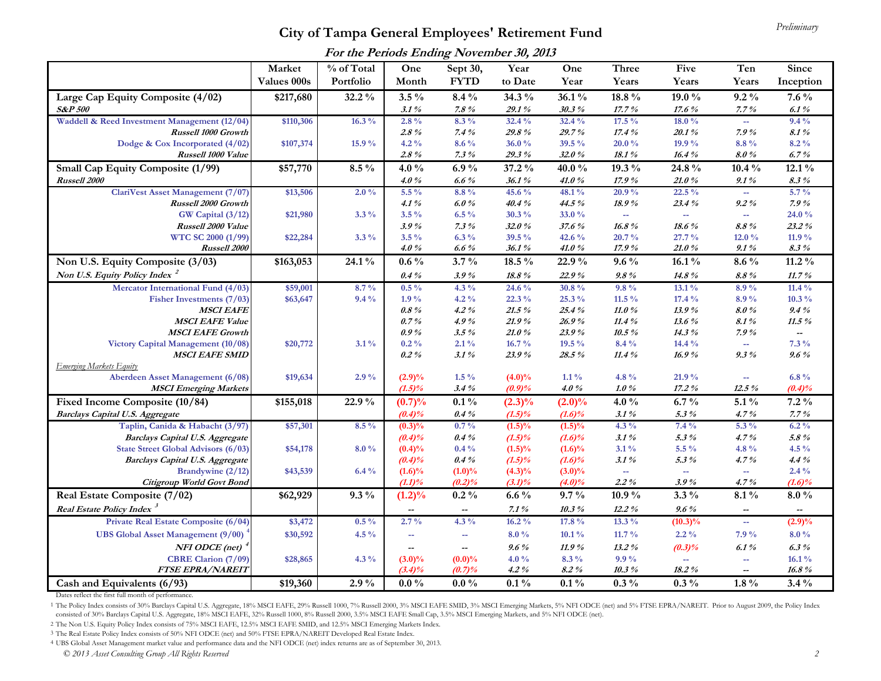Preliminary

# City of Tampa General Employees' Retirement Fund

***For the Periods Ending November 30, 2013***

| | Market Values 000s | % of Total Portfolio | One Month | Sept 30, FYTD | Year to Date | One Year | Three Years | Five Years | Ten Years | Since Inception |
|---|---|---|---|---|---|---|---|---|---|---|
| **Large Cap Equity Composite (4/02)** | **$217,680** | **32.2 %** | **3.5 %** | **8.4 %** | **34.3 %** | **36.1 %** | **18.8 %** | **19.0 %** | **9.2 %** | **7.6 %** |
| ***S&P 500*** | | | *3.1 %* | *7.8 %* | *29.1 %* | *30.3 %* | *17.7 %* | *17.6 %* | *7.7 %* | *6.1 %* |
| Waddell & Reed Investment Management (12/04) | $110,306 | 16.3 % | 2.8 % | 8.3 % | 32.4 % | 32.4 % | 17.5 % | 18.0 % | -- | 9.4 % |
| ***Russell 1000 Growth*** | | | *2.8 %* | *7.4 %* | *29.8 %* | *29.7 %* | *17.4 %* | *20.1 %* | *7.9 %* | *8.1 %* |
| Dodge & Cox Incorporated (4/02) | $107,374 | 15.9 % | 4.2 % | 8.6 % | 36.0 % | 39.5 % | 20.0 % | 19.9 % | 8.8 % | 8.2 % |
| ***Russell 1000 Value*** | | | *2.8 %* | *7.3 %* | *29.3 %* | *32.0 %* | *18.1 %* | *16.4 %* | *8.0 %* | *6.7 %* |
| **Small Cap Equity Composite (1/99)** | **$57,770** | **8.5 %** | **4.0 %** | **6.9 %** | **37.2 %** | **40.0 %** | **19.3 %** | **24.8 %** | **10.4 %** | **12.1 %** |
| ***Russell 2000*** | | | *4.0 %* | *6.6 %* | *36.1 %* | *41.0 %* | *17.9 %* | *21.0 %* | *9.1 %* | *8.3 %* |
| ClariVest Asset Management (7/07) | $13,506 | 2.0 % | 5.5 % | 8.8 % | 45.6 % | 48.1 % | 20.9 % | 22.5 % | -- | 5.7 % |
| ***Russell 2000 Growth*** | | | *4.1 %* | *6.0 %* | *40.4 %* | *44.5 %* | *18.9 %* | *23.4 %* | *9.2 %* | *7.9 %* |
| GW Capital (3/12) | $21,980 | 3.3 % | 3.5 % | 6.5 % | 30.3 % | 33.0 % | -- | -- | -- | 24.0 % |
| ***Russell 2000 Value*** | | | *3.9 %* | *7.3 %* | *32.0 %* | *37.6 %* | *16.8 %* | *18.6 %* | *8.8 %* | *23.2 %* |
| WTC SC 2000 (1/99) | $22,284 | 3.3 % | 3.5 % | 6.3 % | 39.5 % | 42.6 % | 20.7 % | 27.7 % | 12.0 % | 11.9 % |
| ***Russell 2000*** | | | *4.0 %* | *6.6 %* | *36.1 %* | *41.0 %* | *17.9 %* | *21.0 %* | *9.1 %* | *8.3 %* |
| **Non U.S. Equity Composite (3/03)** | **$163,053** | **24.1 %** | **0.6 %** | **3.7 %** | **18.5 %** | **22.9 %** | **9.6 %** | **16.1 %** | **8.6 %** | **11.2 %** |
| ***Non U.S. Equity Policy Index [2]*** | | | *0.4 %* | *3.9 %* | *18.8 %* | *22.9 %* | *9.8 %* | *14.8 %* | *8.8 %* | *11.7 %* |
| Mercator International Fund (4/03) | $59,001 | 8.7 % | 0.5 % | 4.3 % | 24.6 % | 30.8 % | 9.8 % | 13.1 % | 8.9 % | 11.4 % |
| Fisher Investments (7/03) | $63,647 | 9.4 % | 1.9 % | 4.2 % | 22.3 % | 25.3 % | 11.5 % | 17.4 % | 8.9 % | 10.3 % |
| ***MSCI EAFE*** | | | *0.8 %* | *4.2 %* | *21.5 %* | *25.4 %* | *11.0 %* | *13.9 %* | *8.0 %* | *9.4 %* |
| ***MSCI EAFE Value*** | | | *0.7 %* | *4.9 %* | *21.9 %* | *26.9 %* | *11.4 %* | *13.6 %* | *8.1 %* | *11.5 %* |
| ***MSCI EAFE Growth*** | | | *0.9 %* | *3.5 %* | *21.0 %* | *23.9 %* | *10.5 %* | *14.3 %* | *7.9 %* | -- |
| Victory Capital Management (10/08) | $20,772 | 3.1 % | 0.2 % | 2.1 % | 16.7 % | 19.5 % | 8.4 % | 14.4 % | -- | 7.3 % |
| ***MSCI EAFE SMID*** | | | *0.2 %* | *3.1 %* | *23.9 %* | *28.5 %* | *11.4 %* | *16.9 %* | *9.3 %* | *9.6 %* |
| *Emerging Markets Equity* | | | | | | | | | | |
| Aberdeen Asset Management (6/08) | $19,634 | 2.9 % | (2.9)% | 1.5 % | (4.0)% | 1.1 % | 4.8 % | 21.9 % | -- | 6.8 % |
| ***MSCI Emerging Markets*** | | | *(1.5)%* | *3.4 %* | *(0.9)%* | *4.0 %* | *1.0 %* | *17.2 %* | *12.5 %* | *(0.4)%* |
| **Fixed Income Composite (10/84)** | **$155,018** | **22.9 %** | **(0.7)%** | **0.1 %** | **(2.3)%** | **(2.0)%** | **4.0 %** | **6.7 %** | **5.1 %** | **7.2 %** |
| ***Barclays Capital U.S. Aggregate*** | | | *(0.4)%* | *0.4 %* | *(1.5)%* | *(1.6)%* | *3.1 %* | *5.3 %* | *4.7 %* | *7.7 %* |
| Taplin, Canida & Habacht (3/97) | $57,301 | 8.5 % | (0.3)% | 0.7 % | (1.5)% | (1.5)% | 4.3 % | 7.4 % | 5.3 % | 6.2 % |
| ***Barclays Capital U.S. Aggregate*** | | | *(0.4)%* | *0.4 %* | *(1.5)%* | *(1.6)%* | *3.1 %* | *5.3 %* | *4.7 %* | *5.8 %* |
| State Street Global Advisors (6/03) | $54,178 | 8.0 % | (0.4)% | 0.4 % | (1.5)% | (1.6)% | 3.1 % | 5.5 % | 4.8 % | 4.5 % |
| ***Barclays Capital U.S. Aggregate*** | | | *(0.4)%* | *0.4 %* | *(1.5)%* | *(1.6)%* | *3.1 %* | *5.3 %* | *4.7 %* | *4.4 %* |
| Brandywine (2/12) | $43,539 | 6.4 % | (1.6)% | (1.0)% | (4.3)% | (3.0)% | -- | -- | -- | 2.4 % |
| ***Citigroup World Govt Bond*** | | | *(1.1)%* | *(0.2)%* | *(3.1)%* | *(4.0)%* | *2.2 %* | *3.9 %* | *4.7 %* | *(1.6)%* |
| **Real Estate Composite (7/02)** | **$62,929** | **9.3 %** | **(1.2)%** | **0.2 %** | **6.6 %** | **9.7 %** | **10.9 %** | **3.3 %** | **8.1 %** | **8.0 %** |
| ***Real Estate Policy Index [3]*** | | | -- | -- | *7.1 %* | *10.3 %* | *12.2 %* | *9.6 %* | -- | -- |
| Private Real Estate Composite (6/04) | $3,472 | 0.5 % | 2.7 % | 4.3 % | 16.2 % | 17.8 % | 13.3 % | (10.3)% | -- | (2.9)% |
| UBS Global Asset Management (9/00) [4] | $30,592 | 4.5 % | -- | -- | 8.0 % | 10.1 % | 11.7 % | 2.2 % | 7.9 % | 8.0 % |
| ***NFI ODCE (net) [4]*** | | | -- | -- | *9.6 %* | *11.9 %* | *13.2 %* | *(0.3)%* | *6.1 %* | *6.3 %* |
| CBRE Clarion (7/09) | $28,865 | 4.3 % | (3.0)% | (0.0)% | 4.0 % | 8.3 % | 9.9 % | -- | -- | 16.1 % |
| ***FTSE EPRA/NAREIT*** | | | *(3.4)%* | *(0.7)%* | *4.2 %* | *8.2 %* | *10.3 %* | *18.2 %* | -- | *16.8 %* |
| **Cash and Equivalents (6/93)** | **$19,360** | **2.9 %** | **0.0 %** | **0.0 %** | **0.1 %** | **0.1 %** | **0.3 %** | **0.3 %** | **1.8 %** | **3.4 %** |

Dates reflect the first full month of performance.

1 The Policy Index consists of 30% Barclays Capital U.S. Aggregate, 18% MSCI EAFE, 29% Russell 1000, 7% Russell 2000, 3% MSCI EAFE SMID, 3% MSCI Emerging Markets, 5% NFI ODCE (net) and 5% FTSE EPRA/NAREIT. Prior to August 2009, the Policy Index consisted of 30% Barclays Capital U.S. Aggregate, 18% MSCI EAFE, 32% Russell 1000, 8% Russell 2000, 3.5% MSCI EAFE Small Cap, 3.5% MSCI Emerging Markets, and 5% NFI ODCE (net).

2 The Non U.S. Equity Policy Index consists of 75% MSCI EAFE, 12.5% MSCI EAFE SMID, and 12.5% MSCI Emerging Markets Index.

3 The Real Estate Policy Index consists of 50% NFI ODCE (net) and 50% FTSE EPRA/NAREIT Developed Real Estate Index.

4 UBS Global Asset Management market value and performance data and the NFI ODCE (net) index returns are as of September 30, 2013.

*© 2013 Asset Consulting Group All Rights Reserved*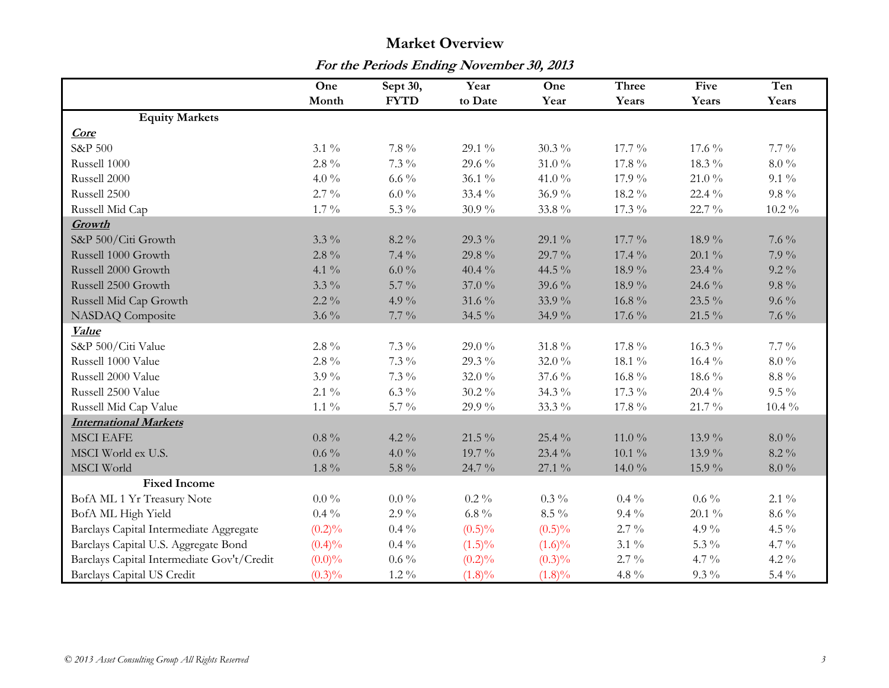# Market Overview

## *For the Periods Ending November 30, 2013*

| | One Month | Sept 30, FYTD | Year to Date | One Year | Three Years | Five Years | Ten Years |
|---|---|---|---|---|---|---|---|
| **Equity Markets** | | | | | | | |
| ***Core*** | | | | | | | |
| S&P 500 | 3.1 % | 7.8 % | 29.1 % | 30.3 % | 17.7 % | 17.6 % | 7.7 % |
| Russell 1000 | 2.8 % | 7.3 % | 29.6 % | 31.0 % | 17.8 % | 18.3 % | 8.0 % |
| Russell 2000 | 4.0 % | 6.6 % | 36.1 % | 41.0 % | 17.9 % | 21.0 % | 9.1 % |
| Russell 2500 | 2.7 % | 6.0 % | 33.4 % | 36.9 % | 18.2 % | 22.4 % | 9.8 % |
| Russell Mid Cap | 1.7 % | 5.3 % | 30.9 % | 33.8 % | 17.3 % | 22.7 % | 10.2 % |
| ***Growth*** | | | | | | | |
| S&P 500/Citi Growth | 3.3 % | 8.2 % | 29.3 % | 29.1 % | 17.7 % | 18.9 % | 7.6 % |
| Russell 1000 Growth | 2.8 % | 7.4 % | 29.8 % | 29.7 % | 17.4 % | 20.1 % | 7.9 % |
| Russell 2000 Growth | 4.1 % | 6.0 % | 40.4 % | 44.5 % | 18.9 % | 23.4 % | 9.2 % |
| Russell 2500 Growth | 3.3 % | 5.7 % | 37.0 % | 39.6 % | 18.9 % | 24.6 % | 9.8 % |
| Russell Mid Cap Growth | 2.2 % | 4.9 % | 31.6 % | 33.9 % | 16.8 % | 23.5 % | 9.6 % |
| NASDAQ Composite | 3.6 % | 7.7 % | 34.5 % | 34.9 % | 17.6 % | 21.5 % | 7.6 % |
| ***Value*** | | | | | | | |
| S&P 500/Citi Value | 2.8 % | 7.3 % | 29.0 % | 31.8 % | 17.8 % | 16.3 % | 7.7 % |
| Russell 1000 Value | 2.8 % | 7.3 % | 29.3 % | 32.0 % | 18.1 % | 16.4 % | 8.0 % |
| Russell 2000 Value | 3.9 % | 7.3 % | 32.0 % | 37.6 % | 16.8 % | 18.6 % | 8.8 % |
| Russell 2500 Value | 2.1 % | 6.3 % | 30.2 % | 34.3 % | 17.3 % | 20.4 % | 9.5 % |
| Russell Mid Cap Value | 1.1 % | 5.7 % | 29.9 % | 33.3 % | 17.8 % | 21.7 % | 10.4 % |
| ***International Markets*** | | | | | | | |
| MSCI EAFE | 0.8 % | 4.2 % | 21.5 % | 25.4 % | 11.0 % | 13.9 % | 8.0 % |
| MSCI World ex U.S. | 0.6 % | 4.0 % | 19.7 % | 23.4 % | 10.1 % | 13.9 % | 8.2 % |
| MSCI World | 1.8 % | 5.8 % | 24.7 % | 27.1 % | 14.0 % | 15.9 % | 8.0 % |
| **Fixed Income** | | | | | | | |
| BofA ML 1 Yr Treasury Note | 0.0 % | 0.0 % | 0.2 % | 0.3 % | 0.4 % | 0.6 % | 2.1 % |
| BofA ML High Yield | 0.4 % | 2.9 % | 6.8 % | 8.5 % | 9.4 % | 20.1 % | 8.6 % |
| Barclays Capital Intermediate Aggregate | (0.2)% | 0.4 % | (0.5)% | (0.5)% | 2.7 % | 4.9 % | 4.5 % |
| Barclays Capital U.S. Aggregate Bond | (0.4)% | 0.4 % | (1.5)% | (1.6)% | 3.1 % | 5.3 % | 4.7 % |
| Barclays Capital Intermediate Gov't/Credit | (0.0)% | 0.6 % | (0.2)% | (0.3)% | 2.7 % | 4.7 % | 4.2 % |
| Barclays Capital US Credit | (0.3)% | 1.2 % | (1.8)% | (1.8)% | 4.8 % | 9.3 % | 5.4 % |

*© 2013 Asset Consulting Group All Rights Reserved*